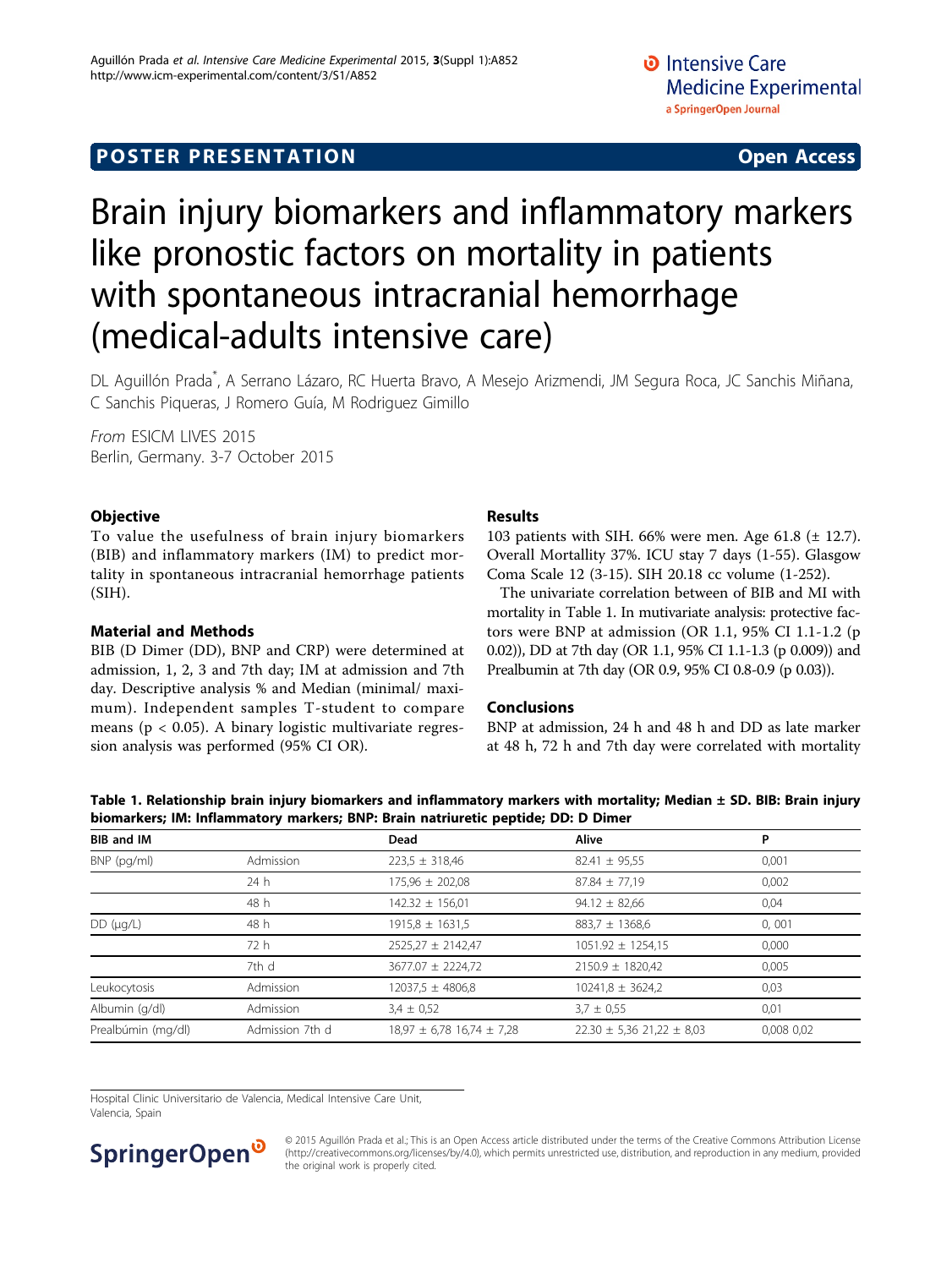POSTER PRESENTATION **Open Access**

# Brain injury biomarkers and inflammatory markers like pronostic factors on mortality in patients with spontaneous intracranial hemorrhage (medical-adults intensive care)

DL Aguillón Prada*, A Serrano Lázaro, RC Huerta Bravo, A Mesejo Arizmendi, JM Segura Roca, JC Sanchis Miñana, C Sanchis Piqueras, J Romero Guía, M Rodriguez Gimillo

*From* ESICM LIVES 2015
Berlin, Germany. 3-7 October 2015

## Objective

To value the usefulness of brain injury biomarkers (BIB) and inflammatory markers (IM) to predict mortality in spontaneous intracranial hemorrhage patients (SIH).

## Material and Methods

BIB (D Dimer (DD), BNP and CRP) were determined at admission, 1, 2, 3 and 7th day; IM at admission and 7th day. Descriptive analysis % and Median (minimal/ maximum). Independent samples T-student to compare means ($p < 0.05$). A binary logistic multivariate regression analysis was performed (95% CI OR).

## Results

103 patients with SIH. 66% were men. Age 61.8 (± 12.7). Overall Mortallity 37%. ICU stay 7 days (1-55). Glasgow Coma Scale 12 (3-15). SIH 20.18 cc volume (1-252).

The univariate correlation between of BIB and MI with mortality in Table 1. In mutivariate analysis: protective factors were BNP at admission (OR 1.1, 95% CI 1.1-1.2 (p 0.02)), DD at 7th day (OR 1.1, 95% CI 1.1-1.3 (p 0.009)) and Prealbumin at 7th day (OR 0.9, 95% CI 0.8-0.9 (p 0.03)).

## Conclusions

BNP at admission, 24 h and 48 h and DD as late marker at 48 h, 72 h and 7th day were correlated with mortality

**Table 1. Relationship brain injury biomarkers and inflammatory markers with mortality; Median ± SD. BIB: Brain injury biomarkers; IM: Inflammatory markers; BNP: Brain natriuretic peptide; DD: D Dimer**

| BIB and IM | | Dead | Alive | P |
|---|---|---|---|---|
| BNP (pg/ml) | Admission | 223,5 ± 318,46 | 82.41 ± 95,55 | 0,001 |
| | 24 h | 175,96 ± 202,08 | 87.84 ± 77,19 | 0,002 |
| | 48 h | 142.32 ± 156,01 | 94.12 ± 82,66 | 0,04 |
| DD (µg/L) | 48 h | 1915,8 ± 1631,5 | 883,7 ± 1368,6 | 0, 001 |
| | 72 h | 2525,27 ± 2142,47 | 1051.92 ± 1254,15 | 0,000 |
| | 7th d | 3677.07 ± 2224,72 | 2150.9 ± 1820,42 | 0,005 |
| Leukocytosis | Admission | 12037,5 ± 4806,8 | 10241,8 ± 3624,2 | 0,03 |
| Albumin (g/dl) | Admission | 3,4 ± 0,52 | 3,7 ± 0,55 | 0,01 |
| Prealbúmin (mg/dl) | Admission 7th d | 18,97 ± 6,78 16,74 ± 7,28 | 22.30 ± 5,36 21,22 ± 8,03 | 0,008 0,02 |

Hospital Clinic Universitario de Valencia, Medical Intensive Care Unit, Valencia, Spain

© 2015 Aguillón Prada et al.; This is an Open Access article distributed under the terms of the Creative Commons Attribution License (http://creativecommons.org/licenses/by/4.0), which permits unrestricted use, distribution, and reproduction in any medium, provided the original work is properly cited.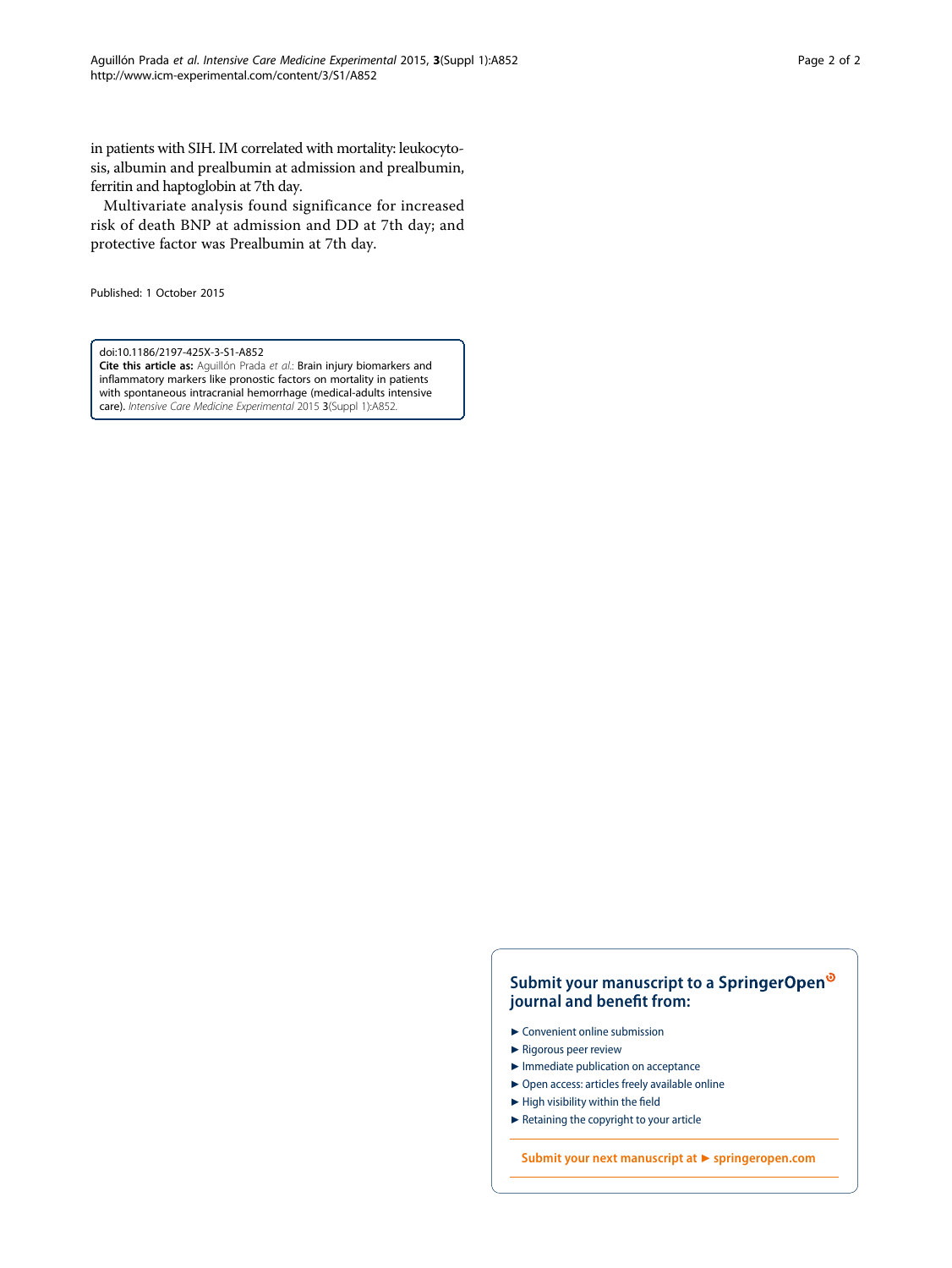in patients with SIH. IM correlated with mortality: leukocytosis, albumin and prealbumin at admission and prealbumin, ferritin and haptoglobin at 7th day.

Multivariate analysis found significance for increased risk of death BNP at admission and DD at 7th day; and protective factor was Prealbumin at 7th day.

Published: 1 October 2015

doi:10.1186/2197-425X-3-S1-A852

**Cite this article as:** Aguillón Prada *et al.*: Brain injury biomarkers and inflammatory markers like pronostic factors on mortality in patients with spontaneous intracranial hemorrhage (medical-adults intensive care). *Intensive Care Medicine Experimental* 2015 **3**(Suppl 1):A852.

**Submit your manuscript to a SpringerOpen journal and benefit from:**

- ► Convenient online submission
- ► Rigorous peer review
- ► Immediate publication on acceptance
- ► Open access: articles freely available online
- ► High visibility within the field
- ► Retaining the copyright to your article

**Submit your next manuscript at ► springeropen.com**